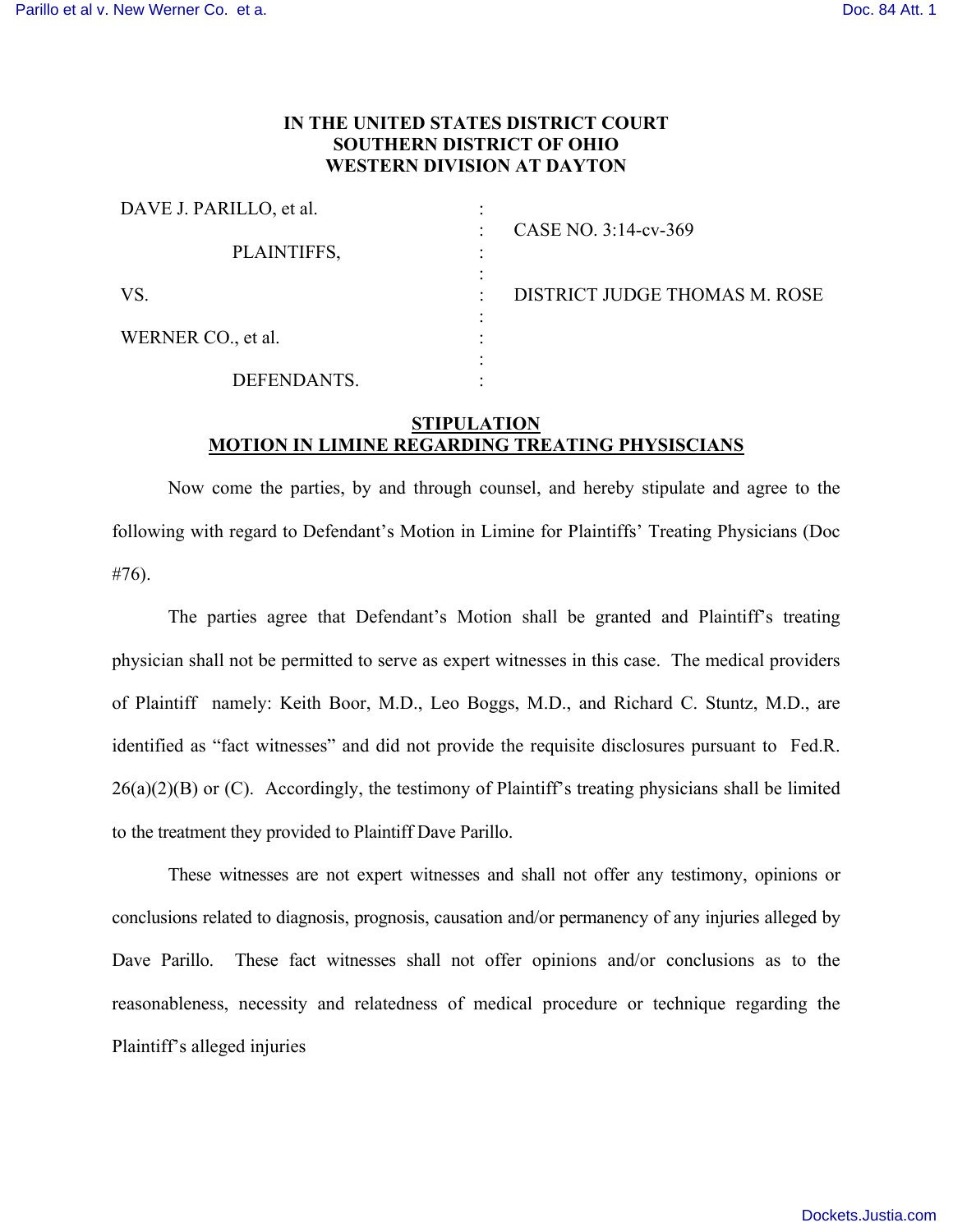# IN THE UNITED STATES DISTRICT COURT
# SOUTHERN DISTRICT OF OHIO
# WESTERN DIVISION AT DAYTON

| | | |
|---|---|---|
| DAVE J. PARILLO, et al. | : | CASE NO. 3:14-cv-369 |
| PLAINTIFFS, | : | |
| VS. | : | DISTRICT JUDGE THOMAS M. ROSE |
| WERNER CO., et al. | : | |
| DEFENDANTS. | : | |

## STIPULATION
## MOTION IN LIMINE REGARDING TREATING PHYSISCIANS

Now come the parties, by and through counsel, and hereby stipulate and agree to the following with regard to Defendant's Motion in Limine for Plaintiffs' Treating Physicians (Doc #76).

The parties agree that Defendant's Motion shall be granted and Plaintiff's treating physician shall not be permitted to serve as expert witnesses in this case. The medical providers of Plaintiff namely: Keith Boor, M.D., Leo Boggs, M.D., and Richard C. Stuntz, M.D., are identified as "fact witnesses" and did not provide the requisite disclosures pursuant to Fed.R. 26(a)(2)(B) or (C). Accordingly, the testimony of Plaintiff's treating physicians shall be limited to the treatment they provided to Plaintiff Dave Parillo.

These witnesses are not expert witnesses and shall not offer any testimony, opinions or conclusions related to diagnosis, prognosis, causation and/or permanency of any injuries alleged by Dave Parillo. These fact witnesses shall not offer opinions and/or conclusions as to the reasonableness, necessity and relatedness of medical procedure or technique regarding the Plaintiff's alleged injuries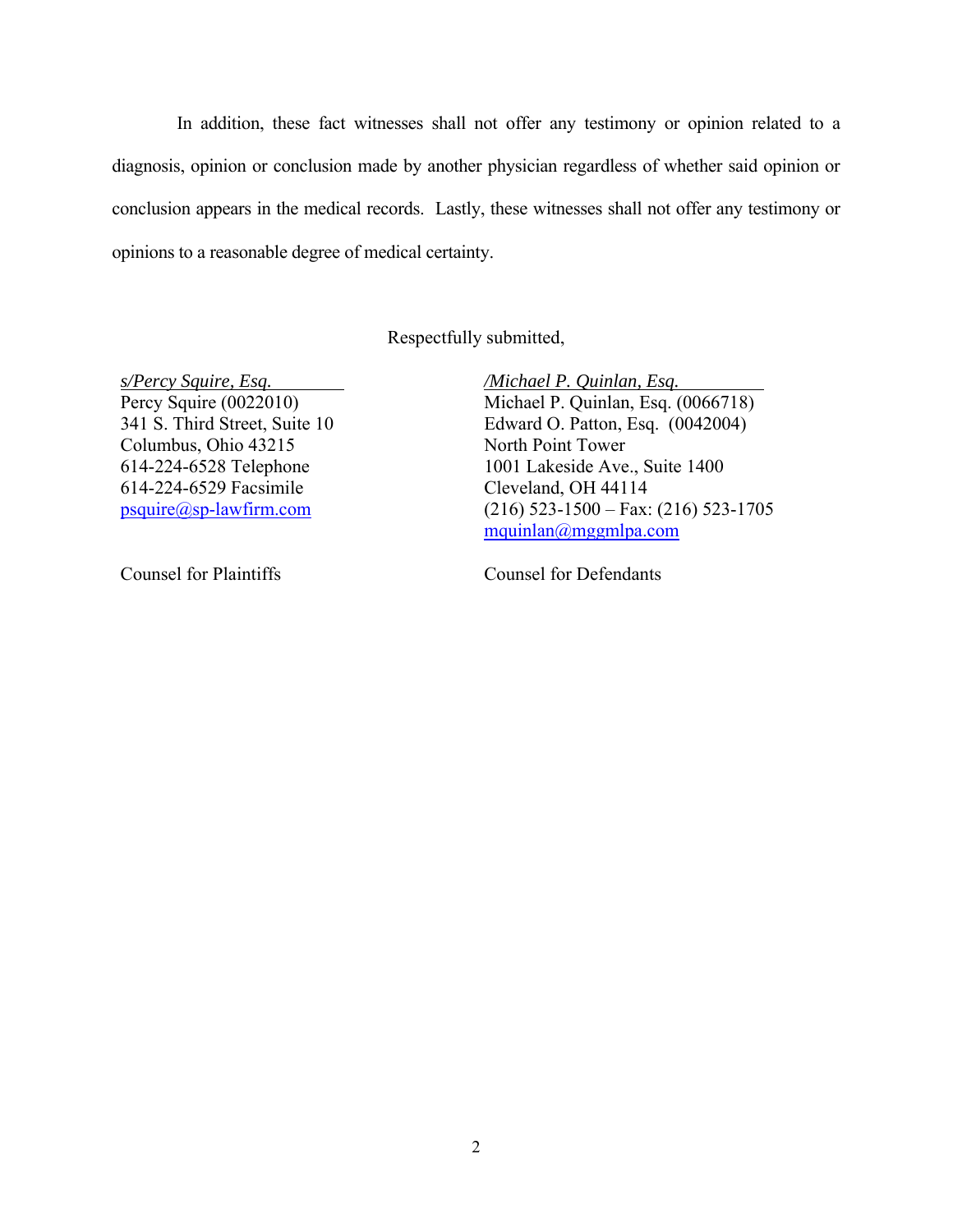In addition, these fact witnesses shall not offer any testimony or opinion related to a diagnosis, opinion or conclusion made by another physician regardless of whether said opinion or conclusion appears in the medical records. Lastly, these witnesses shall not offer any testimony or opinions to a reasonable degree of medical certainty.

Respectfully submitted,

*s/Percy Squire, Esq.*
Percy Squire (0022010)
341 S. Third Street, Suite 10
Columbus, Ohio 43215
614-224-6528 Telephone
614-224-6529 Facsimile
psquire@sp-lawfirm.com

Counsel for Plaintiffs

*/Michael P. Quinlan, Esq.*
Michael P. Quinlan, Esq. (0066718)
Edward O. Patton, Esq. (0042004)
North Point Tower
1001 Lakeside Ave., Suite 1400
Cleveland, OH 44114
(216) 523-1500 – Fax: (216) 523-1705
mquinlan@mggmlpa.com

Counsel for Defendants